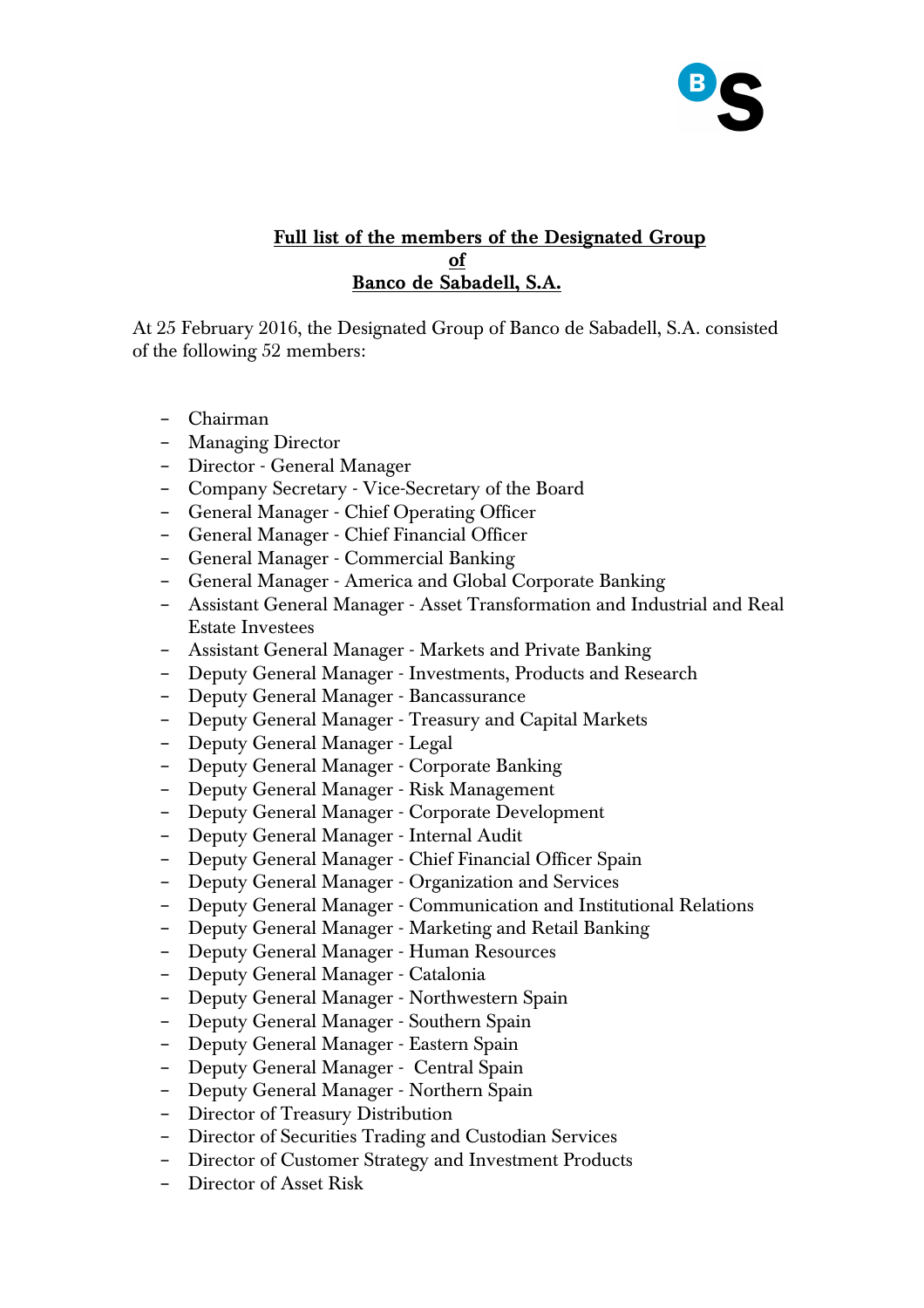**Full list of the members of the Designated Group of Banco de Sabadell, S.A.**

At 25 February 2016, the Designated Group of Banco de Sabadell, S.A. consisted of the following 52 members:

- Chairman
- Managing Director
- Director - General Manager
- Company Secretary - Vice-Secretary of the Board
- General Manager - Chief Operating Officer
- General Manager - Chief Financial Officer
- General Manager - Commercial Banking
- General Manager - America and Global Corporate Banking
- Assistant General Manager - Asset Transformation and Industrial and Real Estate Investees
- Assistant General Manager - Markets and Private Banking
- Deputy General Manager - Investments, Products and Research
- Deputy General Manager - Bancassurance
- Deputy General Manager - Treasury and Capital Markets
- Deputy General Manager - Legal
- Deputy General Manager - Corporate Banking
- Deputy General Manager - Risk Management
- Deputy General Manager - Corporate Development
- Deputy General Manager - Internal Audit
- Deputy General Manager - Chief Financial Officer Spain
- Deputy General Manager - Organization and Services
- Deputy General Manager - Communication and Institutional Relations
- Deputy General Manager - Marketing and Retail Banking
- Deputy General Manager - Human Resources
- Deputy General Manager - Catalonia
- Deputy General Manager - Northwestern Spain
- Deputy General Manager - Southern Spain
- Deputy General Manager - Eastern Spain
- Deputy General Manager - Central Spain
- Deputy General Manager - Northern Spain
- Director of Treasury Distribution
- Director of Securities Trading and Custodian Services
- Director of Customer Strategy and Investment Products
- Director of Asset Risk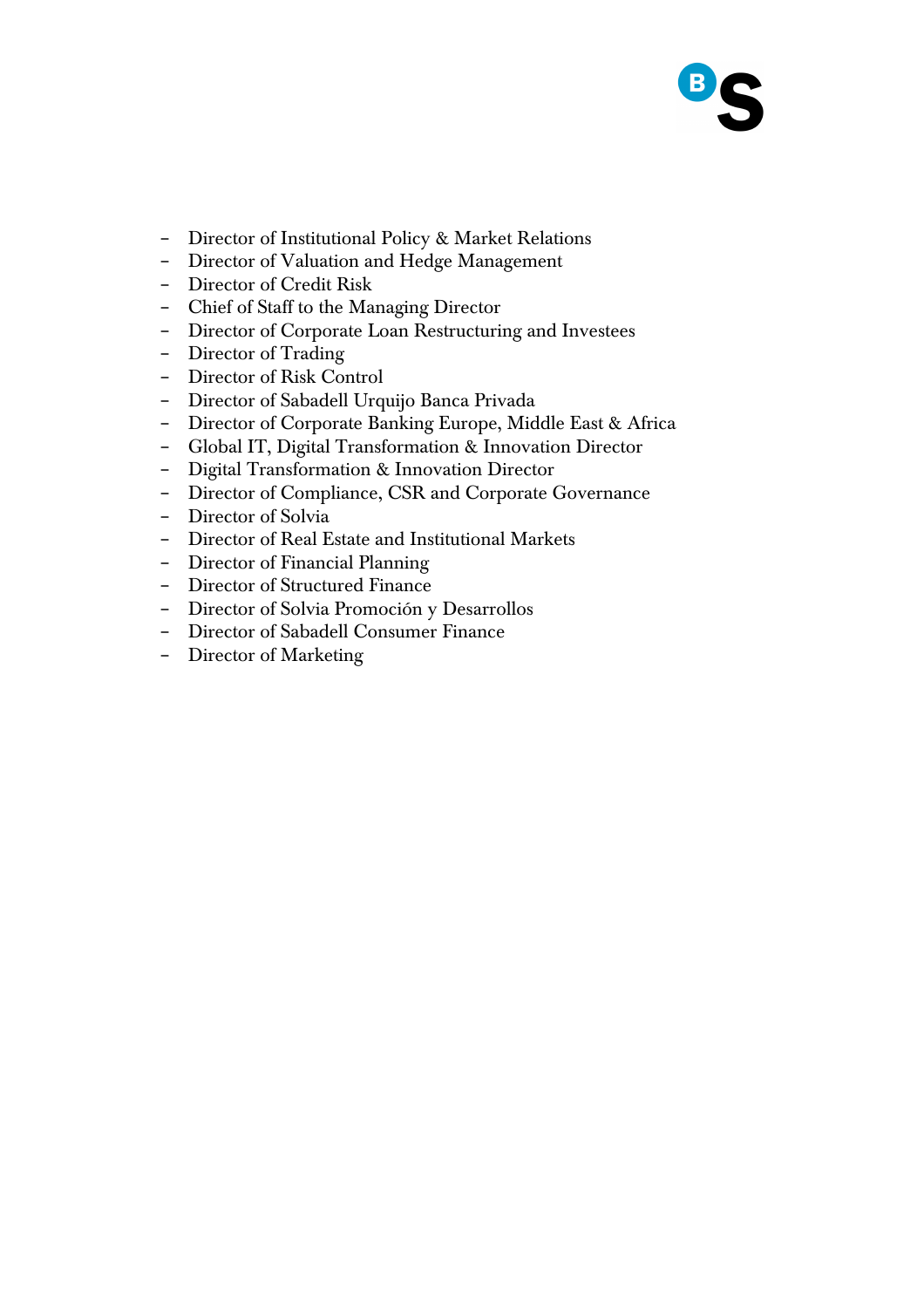- Director of Institutional Policy & Market Relations
- Director of Valuation and Hedge Management
- Director of Credit Risk
- Chief of Staff to the Managing Director
- Director of Corporate Loan Restructuring and Investees
- Director of Trading
- Director of Risk Control
- Director of Sabadell Urquijo Banca Privada
- Director of Corporate Banking Europe, Middle East & Africa
- Global IT, Digital Transformation & Innovation Director
- Digital Transformation & Innovation Director
- Director of Compliance, CSR and Corporate Governance
- Director of Solvia
- Director of Real Estate and Institutional Markets
- Director of Financial Planning
- Director of Structured Finance
- Director of Solvia Promoción y Desarrollos
- Director of Sabadell Consumer Finance
- Director of Marketing